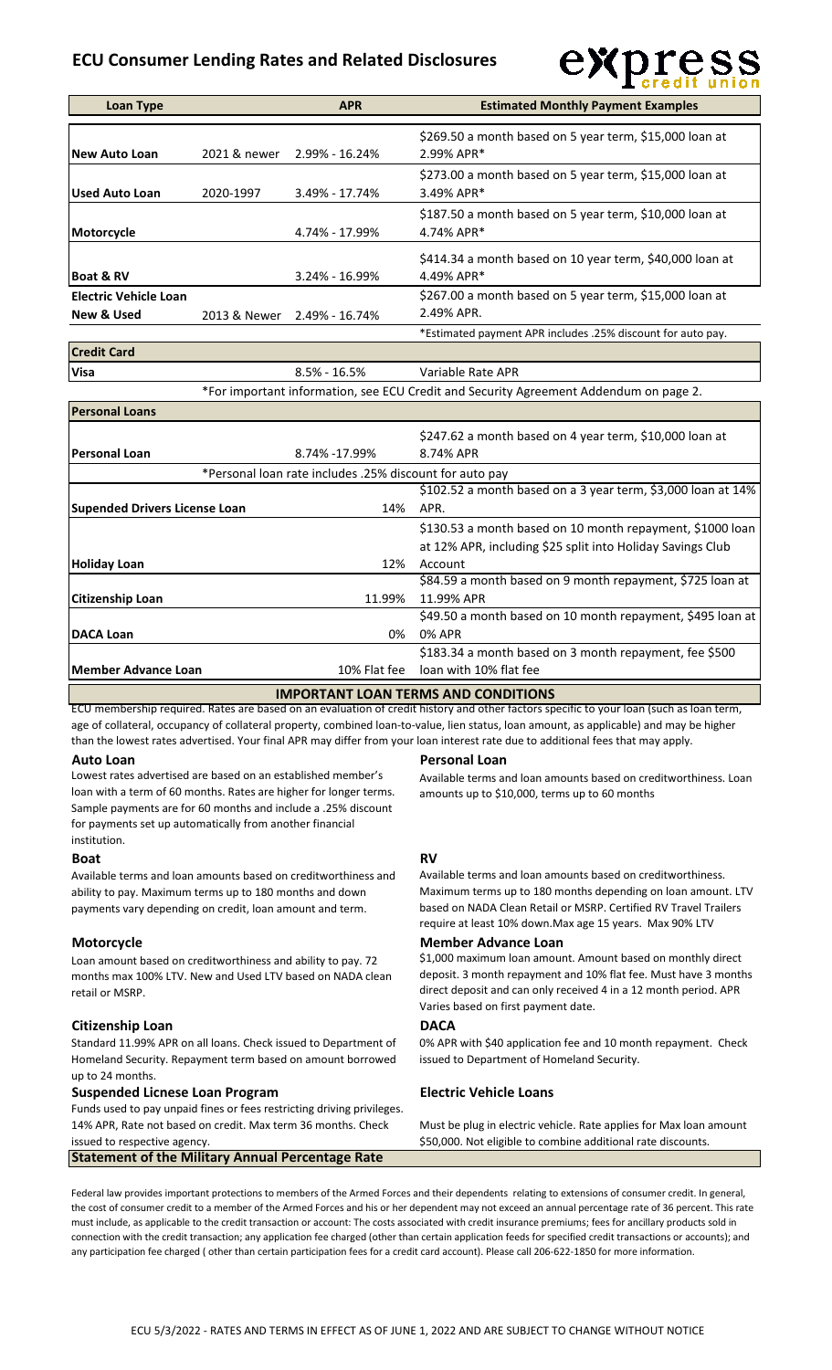# ECU Consumer Lending Rates and Related Disclosures

express credit union

| Loan Type | | APR | Estimated Monthly Payment Examples |
|---|---|---|---|
| New Auto Loan | 2021 & newer | 2.99% - 16.24% | $269.50 a month based on 5 year term, $15,000 loan at 2.99% APR* |
| Used Auto Loan | 2020-1997 | 3.49% - 17.74% | $273.00 a month based on 5 year term, $15,000 loan at 3.49% APR* |
| Motorcycle | | 4.74% - 17.99% | $187.50 a month based on 5 year term, $10,000 loan at 4.74% APR* |
| Boat & RV | | 3.24% - 16.99% | $414.34 a month based on 10 year term, $40,000 loan at 4.49% APR* |
| Electric Vehicle Loan New & Used | 2013 & Newer | 2.49% - 16.74% | $267.00 a month based on 5 year term, $15,000 loan at 2.49% APR. |
| | | | *Estimated payment APR includes .25% discount for auto pay. |
| **Credit Card** | | | |
| Visa | | 8.5% - 16.5% | Variable Rate APR |
| | | *For important information, see ECU Credit and Security Agreement Addendum on page 2. | |
| **Personal Loans** | | | |
| Personal Loan | | 8.74% -17.99% | $247.62 a month based on 4 year term, $10,000 loan at 8.74% APR |
| | *Personal loan rate includes .25% discount for auto pay | | |
| Supended Drivers License Loan | | 14% | $102.52 a month based on a 3 year term, $3,000 loan at 14% APR. |
| Holiday Loan | | 12% | $130.53 a month based on 10 month repayment, $1000 loan at 12% APR, including $25 split into Holiday Savings Club Account |
| Citizenship Loan | | 11.99% | $84.59 a month based on 9 month repayment, $725 loan at 11.99% APR |
| DACA Loan | | 0% | $49.50 a month based on 10 month repayment, $495 loan at 0% APR |
| Member Advance Loan | | 10% Flat fee | $183.34 a month based on 3 month repayment, fee $500 loan with 10% flat fee |

## IMPORTANT LOAN TERMS AND CONDITIONS

ECU membership required. Rates are based on an evaluation of credit history and other factors specific to your loan (such as loan term, age of collateral, occupancy of collateral property, combined loan-to-value, lien status, loan amount, as applicable) and may be higher than the lowest rates advertised. Your final APR may differ from your loan interest rate due to additional fees that may apply.

### Auto Loan

Lowest rates advertised are based on an established member's loan with a term of 60 months. Rates are higher for longer terms. Sample payments are for 60 months and include a .25% discount for payments set up automatically from another financial institution.

### Personal Loan

Available terms and loan amounts based on creditworthiness. Loan amounts up to $10,000, terms up to 60 months

### Boat

Available terms and loan amounts based on creditworthiness and ability to pay. Maximum terms up to 180 months and down payments vary depending on credit, loan amount and term.

### RV

Available terms and loan amounts based on creditworthiness. Maximum terms up to 180 months depending on loan amount. LTV based on NADA Clean Retail or MSRP. Certified RV Travel Trailers require at least 10% down.Max age 15 years. Max 90% LTV

### Motorcycle

Loan amount based on creditworthiness and ability to pay. 72 months max 100% LTV. New and Used LTV based on NADA clean retail or MSRP.

### Member Advance Loan

$1,000 maximum loan amount. Amount based on monthly direct deposit. 3 month repayment and 10% flat fee. Must have 3 months direct deposit and can only received 4 in a 12 month period. APR Varies based on first payment date.

### Citizenship Loan

Standard 11.99% APR on all loans. Check issued to Department of Homeland Security. Repayment term based on amount borrowed up to 24 months.

### DACA

0% APR with $40 application fee and 10 month repayment. Check issued to Department of Homeland Security.

### Suspended Licnese Loan Program

Funds used to pay unpaid fines or fees restricting driving privileges. 14% APR, Rate not based on credit. Max term 36 months. Check issued to respective agency.

### Electric Vehicle Loans

Must be plug in electric vehicle. Rate applies for Max loan amount $50,000. Not eligible to combine additional rate discounts.

## Statement of the Military Annual Percentage Rate

Federal law provides important protections to members of the Armed Forces and their dependents relating to extensions of consumer credit. In general, the cost of consumer credit to a member of the Armed Forces and his or her dependent may not exceed an annual percentage rate of 36 percent. This rate must include, as applicable to the credit transaction or account: The costs associated with credit insurance premiums; fees for ancillary products sold in connection with the credit transaction; any application fee charged (other than certain application feeds for specified credit transactions or accounts); and any participation fee charged ( other than certain participation fees for a credit card account). Please call 206-622-1850 for more information.

ECU 5/3/2022 - RATES AND TERMS IN EFFECT AS OF JUNE 1, 2022 AND ARE SUBJECT TO CHANGE WITHOUT NOTICE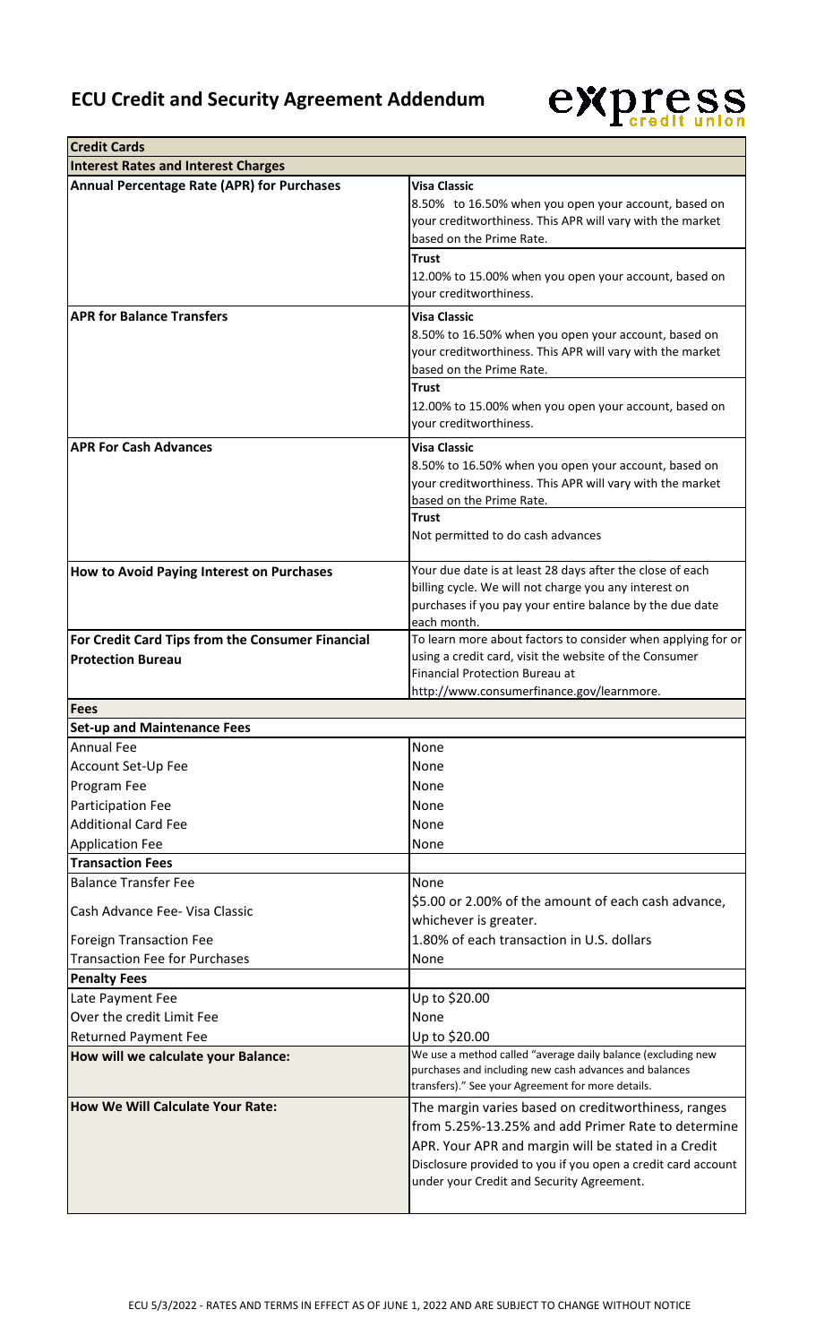# ECU Credit and Security Agreement Addendum

| Credit Cards | |
|---|---|
| **Interest Rates and Interest Charges** | |
| **Annual Percentage Rate (APR) for Purchases** | **Visa Classic**<br>8.50% to 16.50% when you open your account, based on your creditworthiness. This APR will vary with the market based on the Prime Rate.<br>**Trust**<br>12.00% to 15.00% when you open your account, based on your creditworthiness. |
| **APR for Balance Transfers** | **Visa Classic**<br>8.50% to 16.50% when you open your account, based on your creditworthiness. This APR will vary with the market based on the Prime Rate.<br>**Trust**<br>12.00% to 15.00% when you open your account, based on your creditworthiness. |
| **APR For Cash Advances** | **Visa Classic**<br>8.50% to 16.50% when you open your account, based on your creditworthiness. This APR will vary with the market based on the Prime Rate.<br>**Trust**<br>Not permitted to do cash advances |
| **How to Avoid Paying Interest on Purchases** | Your due date is at least 28 days after the close of each billing cycle. We will not charge you any interest on purchases if you pay your entire balance by the due date each month. |
| **For Credit Card Tips from the Consumer Financial Protection Bureau** | To learn more about factors to consider when applying for or using a credit card, visit the website of the Consumer Financial Protection Bureau at http://www.consumerfinance.gov/learnmore. |
| **Fees** | |
| **Set-up and Maintenance Fees** | |
| Annual Fee | None |
| Account Set-Up Fee | None |
| Program Fee | None |
| Participation Fee | None |
| Additional Card Fee | None |
| Application Fee | None |
| **Transaction Fees** | |
| Balance Transfer Fee | None |
| Cash Advance Fee- Visa Classic | $5.00 or 2.00% of the amount of each cash advance, whichever is greater. |
| Foreign Transaction Fee | 1.80% of each transaction in U.S. dollars |
| Transaction Fee for Purchases | None |
| **Penalty Fees** | |
| Late Payment Fee | Up to $20.00 |
| Over the credit Limit Fee | None |
| Returned Payment Fee | Up to $20.00 |
| **How will we calculate your Balance:** | We use a method called "average daily balance (excluding new purchases and including new cash advances and balances transfers)." See your Agreement for more details. |
| **How We Will Calculate Your Rate:** | The margin varies based on creditworthiness, ranges from 5.25%-13.25% and add Primer Rate to determine APR. Your APR and margin will be stated in a Credit Disclosure provided to you if you open a credit card account under your Credit and Security Agreement. |

ECU 5/3/2022 - RATES AND TERMS IN EFFECT AS OF JUNE 1, 2022 AND ARE SUBJECT TO CHANGE WITHOUT NOTICE